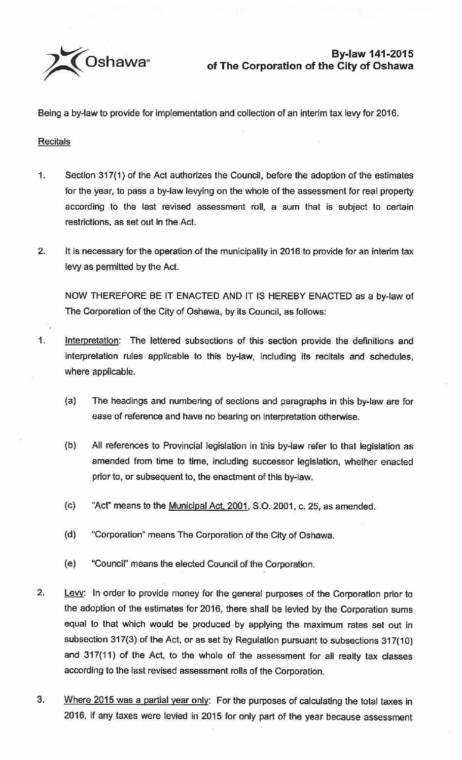Oshawa

# By-law 141-2015 of The Corporation of the City of Oshawa

Being a by-law to provide for implementation and collection of an interim tax levy for 2016.

Recitals

1. Section 317(1) of the Act authorizes the Council, before the adoption of the estimates for the year, to pass a by-law levying on the whole of the assessment for real property according to the last revised assessment roll, a sum that is subject to certain restrictions, as set out in the Act.

2. It is necessary for the operation of the municipality in 2016 to provide for an interim tax levy as permitted by the Act.

NOW THEREFORE BE IT ENACTED AND IT IS HEREBY ENACTED as a by-law of The Corporation of the City of Oshawa, by its Council, as follows:

1. Interpretation: The lettered subsections of this section provide the definitions and interpretation rules applicable to this by-law, including its recitals and schedules, where applicable.

   (a) The headings and numbering of sections and paragraphs in this by-law are for ease of reference and have no bearing on interpretation otherwise.

   (b) All references to Provincial legislation in this by-law refer to that legislation as amended from time to time, including successor legislation, whether enacted prior to, or subsequent to, the enactment of this by-law.

   (c) "Act" means to the Municipal Act, 2001, S.O. 2001, c. 25, as amended.

   (d) "Corporation" means The Corporation of the City of Oshawa.

   (e) "Council" means the elected Council of the Corporation.

2. Levy: In order to provide money for the general purposes of the Corporation prior to the adoption of the estimates for 2016, there shall be levied by the Corporation sums equal to that which would be produced by applying the maximum rates set out in subsection 317(3) of the Act, or as set by Regulation pursuant to subsections 317(10) and 317(11) of the Act, to the whole of the assessment for all realty tax classes according to the last revised assessment rolls of the Corporation.

3. Where 2015 was a partial year only: For the purposes of calculating the total taxes in 2016, if any taxes were levied in 2015 for only part of the year because assessment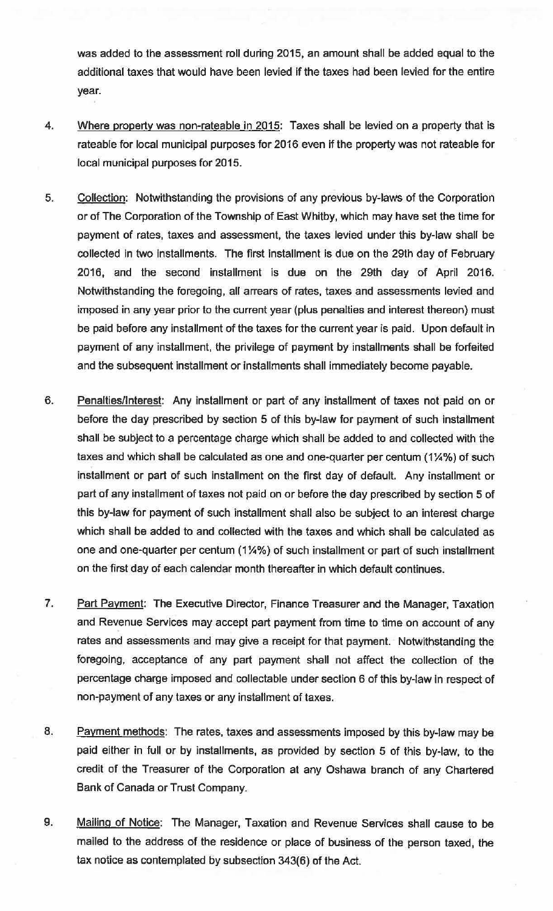was added to the assessment roll during 2015, an amount shall be added equal to the additional taxes that would have been levied if the taxes had been levied for the entire year.

4. Where property was non-rateable in 2015: Taxes shall be levied on a property that is rateable for local municipal purposes for 2016 even if the property was not rateable for local municipal purposes for 2015.

5. Collection: Notwithstanding the provisions of any previous by-laws of the Corporation or of The Corporation of the Township of East Whitby, which may have set the time for payment of rates, taxes and assessment, the taxes levied under this by-law shall be collected in two installments. The first installment is due on the 29th day of February 2016, and the second installment is due on the 29th day of April 2016. Notwithstanding the foregoing, all arrears of rates, taxes and assessments levied and imposed in any year prior to the current year (plus penalties and interest thereon) must be paid before any installment of the taxes for the current year is paid. Upon default in payment of any installment, the privilege of payment by installments shall be forfeited and the subsequent installment or installments shall immediately become payable.

6. Penalties/Interest: Any installment or part of any installment of taxes not paid on or before the day prescribed by section 5 of this by-law for payment of such installment shall be subject to a percentage charge which shall be added to and collected with the taxes and which shall be calculated as one and one-quarter per centum (1¼%) of such installment or part of such installment on the first day of default. Any installment or part of any installment of taxes not paid on or before the day prescribed by section 5 of this by-law for payment of such installment shall also be subject to an interest charge which shall be added to and collected with the taxes and which shall be calculated as one and one-quarter per centum (1¼%) of such installment or part of such installment on the first day of each calendar month thereafter in which default continues.

7. Part Payment: The Executive Director, Finance Treasurer and the Manager, Taxation and Revenue Services may accept part payment from time to time on account of any rates and assessments and may give a receipt for that payment. Notwithstanding the foregoing, acceptance of any part payment shall not affect the collection of the percentage charge imposed and collectable under section 6 of this by-law in respect of non-payment of any taxes or any installment of taxes.

8. Payment methods: The rates, taxes and assessments imposed by this by-law may be paid either in full or by installments, as provided by section 5 of this by-law, to the credit of the Treasurer of the Corporation at any Oshawa branch of any Chartered Bank of Canada or Trust Company.

9. Mailing of Notice: The Manager, Taxation and Revenue Services shall cause to be mailed to the address of the residence or place of business of the person taxed, the tax notice as contemplated by subsection 343(6) of the Act.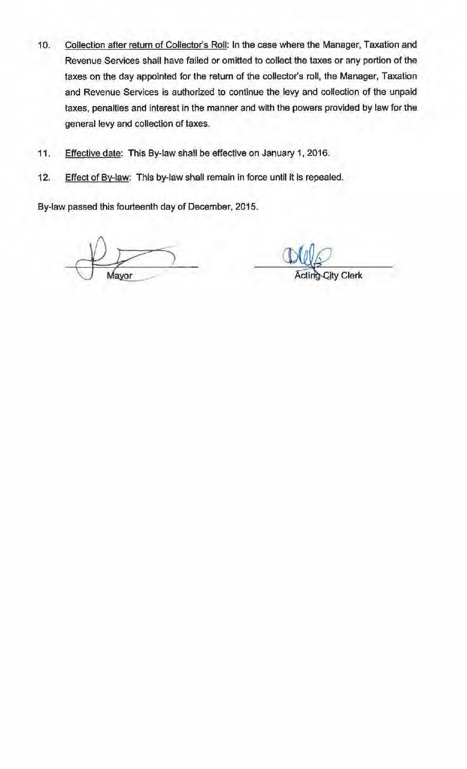10. Collection after return of Collector's Roll: In the case where the Manager, Taxation and Revenue Services shall have failed or omitted to collect the taxes or any portion of the taxes on the day appointed for the return of the collector's roll, the Manager, Taxation and Revenue Services is authorized to continue the levy and collection of the unpaid taxes, penalties and interest in the manner and with the powers provided by law for the general levy and collection of taxes.

11. Effective date: This By-law shall be effective on January 1, 2016.

12. Effect of By-law: This by-law shall remain in force until it is repealed.

By-law passed this fourteenth day of December, 2015.

Mayor

Acting City Clerk